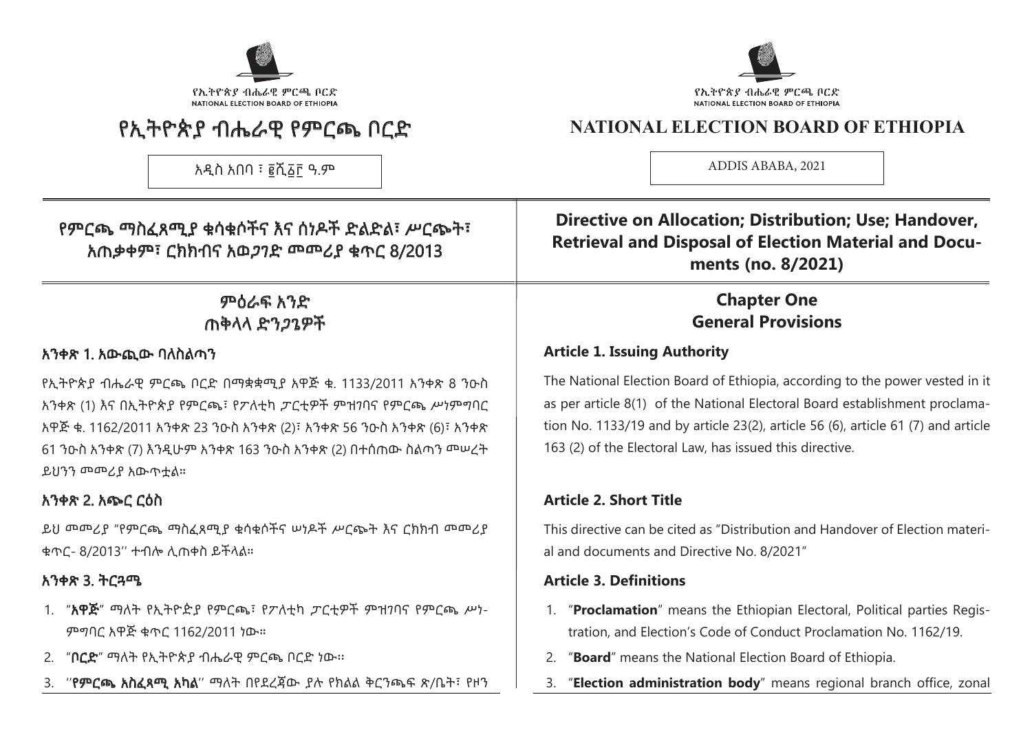የኢትዮጵያ ብሔራዊ ምርጫ ቦርድ
NATIONAL ELECTION BOARD OF ETHIOPIA

# የኢትዮጵያ ብሔራዊ የምርጫ ቦርድ

አዲስ አበባ ፣ ፪ሺ፩፫ ዓ.ም

## የምርጫ ማስፈጸሚያ ቁሳቁሶችና እና ሰነዶች ድልድል፣ ሥርጭት፣ አጠቃቀም፣ ርክክብና አወጋገድ መመሪያ ቁጥር 8/2013

## ምዕራፍ አንድ
## ጠቅላላ ድንጋጌዎች

### አንቀጽ 1. አውጪው ባለስልጣን

የኢትዮጵያ ብሔራዊ ምርጫ ቦርድ በማቋቋሚያ አዋጅ ቁ. 1133/2011 አንቀጽ 8 ንዑስ አንቀጽ (1) እና በኢትዮጵያ የምርጫ፣ የፖለቲካ ፓርቲዎች ምዝገባና የምርጫ ሥነምግባር አዋጅ ቁ. 1162/2011 አንቀጽ 23 ንዑስ አንቀጽ (2)፣ አንቀጽ 56 ንዑስ አንቀጽ (6)፣ አንቀጽ 61 ንዑስ አንቀጽ (7) እንዲሁም አንቀጽ 163 ንዑስ አንቀጽ (2) በተሰጠው ስልጣን መሠረት ይህንን መመሪያ አውጥቷል።

### አንቀጽ 2. አጭር ርዕስ

ይህ መመሪያ "የምርጫ ማስፈጸሚያ ቁሳቁሶችና ሠነዶች ሥርጭት እና ርክክብ መመሪያ ቁጥር- 8/2013'' ተብሎ ሊጠቀስ ይችላል።

### አንቀጽ 3. ትርጓሜ

1. "**አዋጅ**" ማለት የኢትዮጵያ የምርጫ፣ የፖለቲካ ፓርቲዎች ምዝገባና የምርጫ ሥነ-ምግባር አዋጅ ቁጥር 1162/2011 ነው።
2. "**ቦርድ**" ማለት የኢትዮጵያ ብሔራዊ ምርጫ ቦርድ ነው።
3. ''**የምርጫ አስፈጻሚ አካል**'' ማለት በየደረጃው ያሉ የክልል ቅርንጫፍ ጽ/ቤት፣ የዞን

# NATIONAL ELECTION BOARD OF ETHIOPIA

ADDIS ABABA, 2021

## Directive on Allocation; Distribution; Use; Handover, Retrieval and Disposal of Election Material and Documents (no. 8/2021)

## Chapter One
## General Provisions

### Article 1. Issuing Authority

The National Election Board of Ethiopia, according to the power vested in it as per article 8(1) of the National Electoral Board establishment proclamation No. 1133/19 and by article 23(2), article 56 (6), article 61 (7) and article 163 (2) of the Electoral Law, has issued this directive.

### Article 2. Short Title

This directive can be cited as "Distribution and Handover of Election material and documents and Directive No. 8/2021"

### Article 3. Definitions

1. "**Proclamation**" means the Ethiopian Electoral, Political parties Registration, and Election's Code of Conduct Proclamation No. 1162/19.
2. "**Board**" means the National Election Board of Ethiopia.
3. "**Election administration body**" means regional branch office, zonal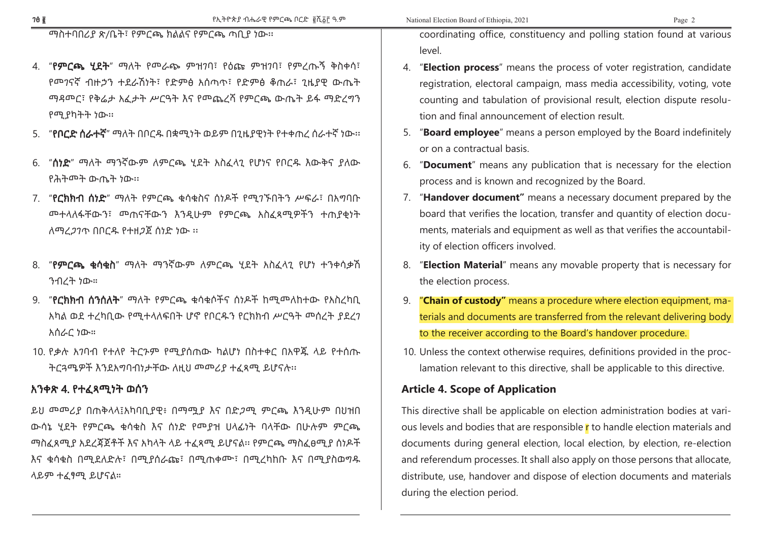ማስተባበሪያ ጽ/ቤት፣ የምርጫ ክልልና የምርጫ ጣቢያ ነው፡፡

4. "**የምርጫ ሂደት**" ማለት የመራጭ ምዝገባ፣ የዕጩ ምዝገባ፣ የምረጡኝ ቅስቀሳ፣ የመገናኛ ብዙኃን ተደራሽነት፣ የድምፅ አሰጣጥ፣ የድምፅ ቆጠራ፣ ጊዜያዊ ውጤት ማዳመር፣ የቅሬታ አፈታት ሥርዓት እና የመጨረሻ የምርጫ ውጤት ይፋ ማድረግን የሚያካትት ነው፡፡
5. "**የቦርድ ሰራተኛ**" ማለት በቦርዱ በቋሚነት ወይም በጊዜያዊነት የተቀጠረ ሰራተኛ ነው፡፡
6. "**ሰነድ**" ማለት ማንኛውም ለምርጫ ሂደት አስፈላጊ የሆነና የቦርዱ እውቅና ያለው የሕትመት ውጤት ነው፡፡
7. "**የርክክብ ሰነድ**" ማለት የምርጫ ቁሳቁስና ሰነዶች የሚገኙበትን ሥፍራ፣ በአግባቡ መተላለፋቸውን፣ መጠናቸውን እንዲሁም የምርጫ አስፈጻሚዎችን ተጠያቂነት ለማረጋገጥ በቦርዱ የተዘጋጀ ሰነድ ነው ፡፡
8. "**የምርጫ ቁሳቁስ**" ማለት ማንኛውም ለምርጫ ሂደት አስፈላጊ የሆነ ተንቀሳቃሽ ንብረት ነው።
9. "**የርክክብ ሰንሰለት**" ማለት የምርጫ ቁሳቁሶችና ሰነዶች ከሚመለከተው የአስረካቢ አካል ወደ ተረካቢው የሚተላለፍበት ሆኖ የቦርዱን የርክክብ ሥርዓት መሰረት ያደረገ አሰራር ነው።
10. የቃሉ አገባብ የተለየ ትርጉም የሚያሰጠው ካልሆነ በስተቀር በአዋጁ ላይ የተሰጡ ትርጓሜዎች እንደአግባብነታቸው ለዚህ መመሪያ ተፈጻሚ ይሆናሉ፡፡

## አንቀጽ 4. የተፈጻሚነት ወሰን

ይህ መመሪያ በጠቅላላ፣አካባቢያዊ፣ በማሟያ እና በድጋሚ ምርጫ እንዲሁም በህዝበ ውሳኔ ሂደት የምርጫ ቁሳቁስ እና ሰነድ የመያዝ ሀላፊነት ባላቸው በሁሉም ምርጫ ማስፈጸሚያ አደረጃጀቶች እና አካላት ላይ ተፈጻሚ ይሆናል፡፡ የምርጫ ማስፈፀሚያ ሰነዶች እና ቁሳቁስ በሚደለድሉ፣ በሚያሰራጩ፣ በሚጠቀሙ፣ በሚረከከቡ እና በሚያስወግዱ ላይም ተፈፃሚ ይሆናል።

coordinating office, constituency and polling station found at various level.

4. "**Election process**" means the process of voter registration, candidate registration, electoral campaign, mass media accessibility, voting, vote counting and tabulation of provisional result, election dispute resolution and final announcement of election result.
5. "**Board employee**" means a person employed by the Board indefinitely or on a contractual basis.
6. "**Document**" means any publication that is necessary for the election process and is known and recognized by the Board.
7. "**Handover document"** means a necessary document prepared by the board that verifies the location, transfer and quantity of election documents, materials and equipment as well as that verifies the accountability of election officers involved.
8. "**Election Material**" means any movable property that is necessary for the election process.
9. "**Chain of custody"** means a procedure where election equipment, materials and documents are transferred from the relevant delivering body to the receiver according to the Board's handover procedure.
10. Unless the context otherwise requires, definitions provided in the proclamation relevant to this directive, shall be applicable to this directive.

## Article 4. Scope of Application

This directive shall be applicable on election administration bodies at various levels and bodies that are responsible r to handle election materials and documents during general election, local election, by election, re-election and referendum processes. It shall also apply on those persons that allocate, distribute, use, handover and dispose of election documents and materials during the election period.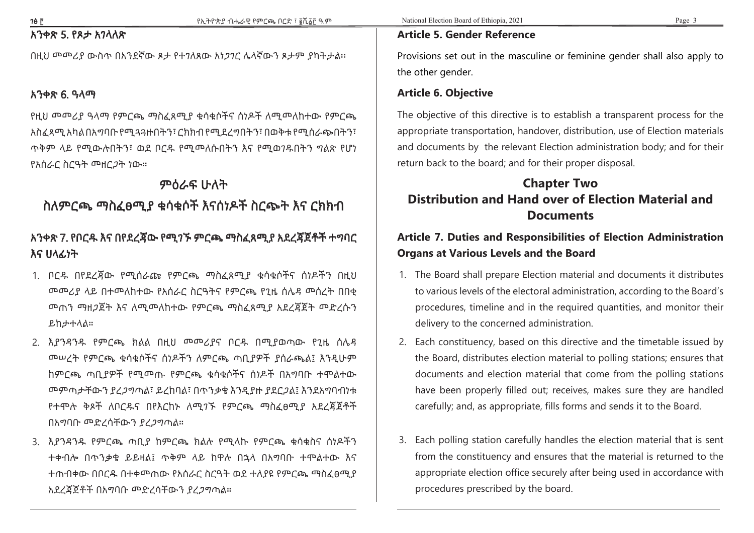## አንቀጽ 5. የጾታ አገላለጽ

በዚህ መመሪያ ውስጥ በአንደኛው ጾታ የተገለጸው አነጋገር ሌላኛውን ጾታም ያካትታል።

## አንቀጽ 6. ዓላማ

የዚህ መመሪያ ዓላማ የምርጫ ማስፈጸሚያ ቁሳቁሶችና ሰነዶች ለሚመለከተው የምርጫ አስፈጻሚ አካል በአግባቡ የሚጓጓዙበትን፣ ርክክብ የሚደረግበትን፣ በወቅቱ የሚሰራጩበትን፣ ጥቅም ላይ የሚውሉበትን፣ ወደ ቦርዱ የሚመለሱበትን እና የሚወገዱበትን ግልጽ የሆነ የአሰራር ስርዓት መዘርጋት ነው።

# ምዕራፍ ሁለት

# ስለምርጫ ማስፈፀሚያ ቁሳቁሶች እናሰነዶች ስርጭት እና ርክክብ

## አንቀጽ 7. የቦርዱ እና በየደረጃው የሚገኙ ምርጫ ማስፈጸሚያ አደረጃጀቶች ተግባር እና ሀላፊነት

1. ቦርዱ በየደረጃው የሚሰራጩ የምርጫ ማስፈጸሚያ ቁሳቁሶችና ሰነዶችን በዚህ መመሪያ ላይ በተመለከተው የአሰራር ስርዓትና የምርጫ የጊዜ ሰሌዳ መሰረት በበቂ መጠን ማዘጋጀት እና ለሚመለከተው የምርጫ ማስፈጸሚያ አደረጃጀት መድረሱን ይከታተላል።
2. እያንዳንዱ የምርጫ ክልል በዚህ መመሪያና ቦርዱ በሚያወጣው የጊዜ ሰሌዳ መሠረት የምርጫ ቁሳቁሶችና ሰነዶችን ለምርጫ ጣቢያዎች ያሰራጫል፤ እንዲሁም ከምርጫ ጣቢያዎች የሚመጡ የምርጫ ቁሳቁሶችና ሰነዶች በአግባቡ ተሞልተው መምጣታቸውን ያረጋግጣል፣ ይረከባል፣ በጥንቃቄ እንዲያዙ ያደርጋል፤ እንደአግባብነቱ የተሞሉ ቅጾች ለቦርዱና በየእርከኑ ለሚገኙ የምርጫ ማስፈፀሚያ አደረጃጀቶች በአግባቡ መድረሳቸውን ያረጋግጣል።
3. እያንዳንዱ የምርጫ ጣቢያ ከምርጫ ክልሉ የሚላኩ የምርጫ ቁሳቁስና ሰነዶችን ተቀብሎ በጥንቃቄ ይይዛል፤ ጥቅም ላይ ከዋሉ በኋላ በአግባቡ ተሞልተው እና ተጠብቀው በቦርዱ በተቀመጠው የአሰራር ስርዓት ወደ ተለያዩ የምርጫ ማስፈፀሚያ አደረጃጀቶች በአግባቡ መድረሳቸውን ያረጋግጣል።

## Article 5. Gender Reference

Provisions set out in the masculine or feminine gender shall also apply to the other gender.

## Article 6. Objective

The objective of this directive is to establish a transparent process for the appropriate transportation, handover, distribution, use of Election materials and documents by the relevant Election administration body; and for their return back to the board; and for their proper disposal.

# Chapter Two

# Distribution and Hand over of Election Material and Documents

## Article 7. Duties and Responsibilities of Election Administration Organs at Various Levels and the Board

1. The Board shall prepare Election material and documents it distributes to various levels of the electoral administration, according to the Board's procedures, timeline and in the required quantities, and monitor their delivery to the concerned administration.
2. Each constituency, based on this directive and the timetable issued by the Board, distributes election material to polling stations; ensures that documents and election material that come from the polling stations have been properly filled out; receives, makes sure they are handled carefully; and, as appropriate, fills forms and sends it to the Board.
3. Each polling station carefully handles the election material that is sent from the constituency and ensures that the material is returned to the appropriate election office securely after being used in accordance with procedures prescribed by the board.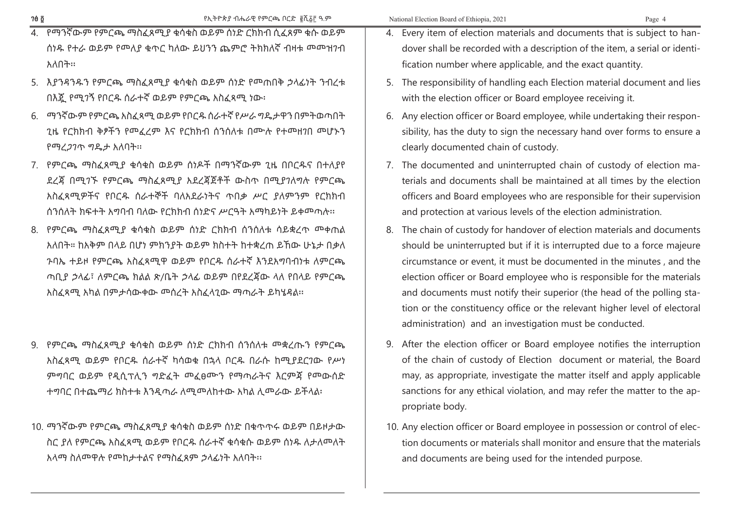4. የማንኛውም የምርጫ ማስፈጸሚያ ቁሳቁስ ወይም ሰነድ ርክክብ ሲፈጸም ቁሱ ወይም ሰነዱ የተራ ወይም የመለያ ቁጥር ካለው ይህንን ጨምሮ ትክክለኛ ብዛቱ መመዝገብ አለበት።

5. እያንዳንዱን የምርጫ ማስፈጸሚያ ቁሳቁስ ወይም ሰነድ የመጠበቅ ኃላፊነት ንብረቱ በእጁ የሚገኝ የቦርዱ ሰራተኛ ወይም የምርጫ አስፈጻሚ ነው፡

6. ማንኛውም የምርጫ አስፈጻሚ ወይም የቦርዱ ሰራተኛ የሥራ ግዴታዋን በምትወጣበት ጊዜ የርክክብ ቅፆችን የመፈረም እና የርክክብ ሰንሰለቱ በሙሉ የተመዘገበ መሆኑን የማረጋገጥ ግዴታ አለባት።

7. የምርጫ ማስፈጸሚያ ቁሳቁስ ወይም ሰነዶች በማንኛውም ጊዜ በቦርዱና በተለያየ ደረጃ በሚገኙ የምርጫ ማስፈጸሚያ አደረጃጀቶች ውስጥ በሚያገለግሉ የምርጫ አስፈጻሚዎችና የቦርዱ ሰራተኞች ባለአደራነትና ጥበቃ ሥር ያለምንም የርክክብ ሰንሰለት ክፍተት አግባብ ባለው የርክክብ ሰነድና ሥርዓት አማካይነት ይቀመጣሉ።

8. የምርጫ ማስፈጸሚያ ቁሳቁስ ወይም ሰነድ ርክክብ ሰንሰለቱ ሳይቋረጥ መቀጠል አለበት። ከአቅም በላይ በሆነ ምክንያት ወይም ክስተት ከተቋረጠ ይኸው ሁኔታ በቃለ ጉባኤ ተይዞ የምርጫ አስፈጻሚዋ ወይም የቦርዱ ሰራተኛ እንደአግባብነቱ ለምርጫ ጣቢያ ኃላፊ፣ ለምርጫ ክልል ጽ/ቤት ኃላፊ ወይም በየደረጃው ላለ የበላይ የምርጫ አስፈጻሚ አካል በምታሳውቀው መሰረት አስፈላጊው ማጣራት ይካሄዳል።

9. የምርጫ ማስፈጸሚያ ቁሳቁስ ወይም ሰነድ ርክክብ ሰንሰለቱ መቋረጡን የምርጫ አስፈጻሚ ወይም የቦርዱ ሰራተኛ ካሳወቁ በኋላ ቦርዱ በራሱ ከሚያደርገው የሥነ ምግባር ወይም የዲሲፕሊን ግድፈት መፈፀሙን የማጣራትና እርምጃ የመውሰድ ተግባር በተጨማሪ ክስተቱ እንዲጣራ ለሚመለከተው አካል ሊመራው ይችላል፡

10. ማንኛውም የምርጫ ማስፈጸሚያ ቁሳቁስ ወይም ሰነድ በቁጥጥሩ ወይም በይዞታው ስር ያለ የምርጫ አስፈጻሚ ወይም የቦርዱ ሰራተኛ ቁሳቁሱ ወይም ሰነዱ ለታለመለት አላማ ስለመዋሉ የመከታተልና የማስፈጸም ኃላፊነት አለባት።

4. Every item of election materials and documents that is subject to handover shall be recorded with a description of the item, a serial or identification number where applicable, and the exact quantity.

5. The responsibility of handling each Election material document and lies with the election officer or Board employee receiving it.

6. Any election officer or Board employee, while undertaking their responsibility, has the duty to sign the necessary hand over forms to ensure a clearly documented chain of custody.

7. The documented and uninterrupted chain of custody of election materials and documents shall be maintained at all times by the election officers and Board employees who are responsible for their supervision and protection at various levels of the election administration.

8. The chain of custody for handover of election materials and documents should be uninterrupted but if it is interrupted due to a force majeure circumstance or event, it must be documented in the minutes , and the election officer or Board employee who is responsible for the materials and documents must notify their superior (the head of the polling station or the constituency office or the relevant higher level of electoral administration) and an investigation must be conducted.

9. After the election officer or Board employee notifies the interruption of the chain of custody of Election document or material, the Board may, as appropriate, investigate the matter itself and apply applicable sanctions for any ethical violation, and may refer the matter to the appropriate body.

10. Any election officer or Board employee in possession or control of election documents or materials shall monitor and ensure that the materials and documents are being used for the intended purpose.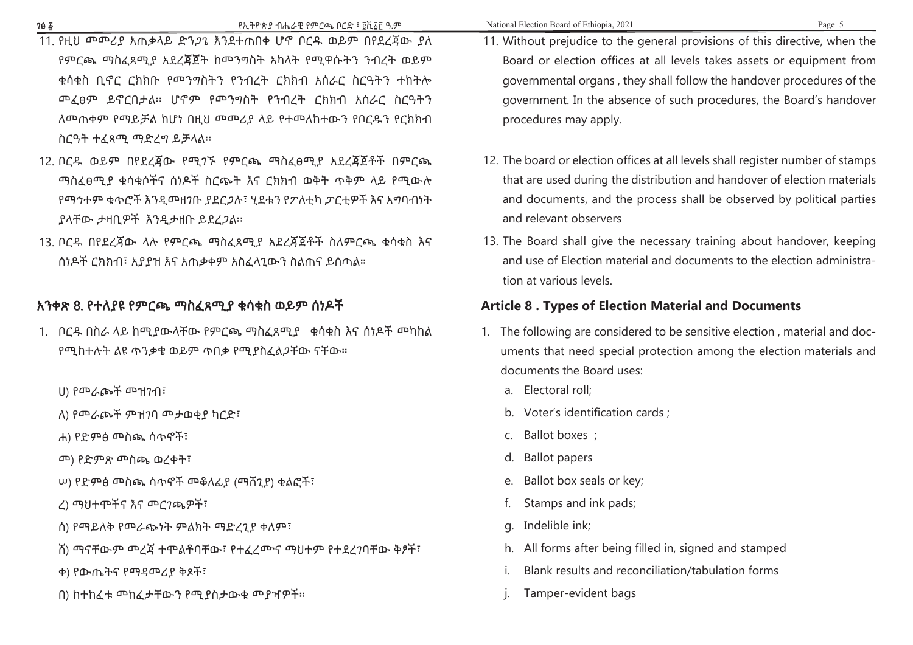11. የዚህ መመሪያ አጠቃላይ ድንጋጌ እንደተጠበቀ ሆኖ ቦርዱ ወይም በየደረጃው ያለ የምርጫ ማስፈጸሚያ አደረጃጀት ከመንግስት አካላት የሚዋሱትን ንብረት ወይም ቁሳቁስ ቢኖር ርክክቡ የመንግስትን የንብረት ርክክብ አሰራር ስርዓትን ተከትሎ መፈፀም ይኖርበታል፡፡ ሆኖም የመንግስት የንብረት ርክክብ አሰራር ስርዓትን ለመጠቀም የማይቻል ከሆነ በዚህ መመሪያ ላይ የተመለከተውን የቦርዱን የርክክብ ስርዓት ተፈጻሚ ማድረግ ይቻላል፡፡

12. ቦርዱ ወይም በየደረጃው የሚገኙ የምርጫ ማስፈፀሚያ አደረጃጀቶች በምርጫ ማስፈፀሚያ ቁሳቁሶችና ሰነዶች ስርጭት እና ርክክብ ወቅት ጥቅም ላይ የሚውሉ የማኅተም ቁጥሮች እንዲመዘገቡ ያደርጋሉ፣ ሂደቱን የፖለቲካ ፓርቲዎች እና አግባብነት ያላቸው ታዛቢዎች እንዲታዘቡ ይደረጋል፡፡

13. ቦርዱ በየደረጃው ላሉ የምርጫ ማስፈጸሚያ አደረጃጀቶች ስለምርጫ ቁሳቁስ እና ሰነዶች ርክክብ፣ አያያዝ እና አጠቃቀም አስፈላጊውን ስልጠና ይሰጣል፡፡

## አንቀጽ 8. የተለያዩ የምርጫ ማስፈጸሚያ ቁሳቁስ ወይም ሰነዶች

1. ቦርዱ በስራ ላይ ከሚያውላቸው የምርጫ ማስፈጸሚያ ቁሳቁስ እና ሰነዶች መካከል የሚከተሉት ልዩ ጥንቃቄ ወይም ጥበቃ የሚያስፈልጋቸው ናቸው፡፡

   ሀ) የመራጮች መዝገብ፣

   ለ) የመራጮች ምዝገባ መታወቂያ ካርድ፣

   ሐ) የድምፅ መስጫ ሳጥኖች፣

   መ) የድምጽ መስጫ ወረቀት፣

   ሠ) የድምፅ መስጫ ሳጥኖች መቆለፊያ (ማሸጊያ) ቁልፎች፣

   ረ) ማህተሞችና እና መርገጫዎች፣

   ሰ) የማይለቅ የመራጭነት ምልክት ማድረጊያ ቀለም፣

   ሸ) ማናቸውም መረጃ ተሞልቶባቸው፣ የተፈረሙና ማህተም የተደረገባቸው ቅፆች፣

   ቀ) የውጤትና የማዳመሪያ ቅጾች፣

   በ) ከተከፈቱ መከፈታቸውን የሚያስታውቁ መያዣዎች፡፡

11. Without prejudice to the general provisions of this directive, when the Board or election offices at all levels takes assets or equipment from governmental organs , they shall follow the handover procedures of the government. In the absence of such procedures, the Board's handover procedures may apply.

12. The board or election offices at all levels shall register number of stamps that are used during the distribution and handover of election materials and documents, and the process shall be observed by political parties and relevant observers

13. The Board shall give the necessary training about handover, keeping and use of Election material and documents to the election administration at various levels.

## Article 8 . Types of Election Material and Documents

1. The following are considered to be sensitive election , material and documents that need special protection among the election materials and documents the Board uses:

   a. Electoral roll;

   b. Voter's identification cards ;

   c. Ballot boxes ;

   d. Ballot papers

   e. Ballot box seals or key;

   f. Stamps and ink pads;

   g. Indelible ink;

   h. All forms after being filled in, signed and stamped

   i. Blank results and reconciliation/tabulation forms

   j. Tamper-evident bags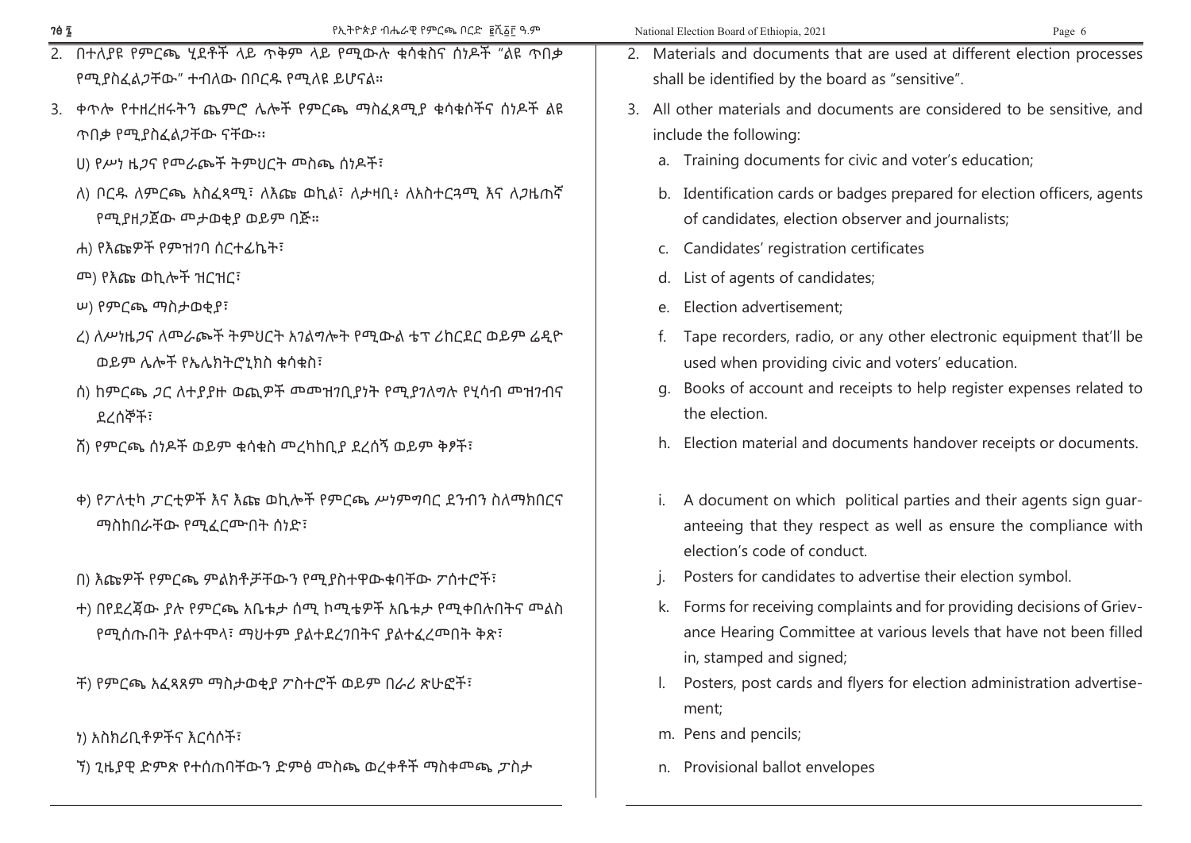2. በተለያዩ የምርጫ ሂደቶች ላይ ጥቅም ላይ የሚውሉ ቁሳቁስና ሰነዶች "ልዩ ጥበቃ የሚያስፈልጋቸው" ተብለው በቦርዱ የሚለዩ ይሆናል።

3. ቀጥሎ የተዘረዘሩትን ጨምሮ ሌሎች የምርጫ ማስፈጸሚያ ቁሳቁሶችና ሰነዶች ልዩ ጥበቃ የሚያስፈልጋቸው ናቸው።

   ሀ) የሥነ ዜጋና የመራጮች ትምህርት መስጫ ሰነዶች፣

   ለ) ቦርዱ ለምርጫ አስፈጻሚ፣ ለእጩ ወኪል፣ ለታዛቢ፥ ለአስተርጓሚ እና ለጋዜጠኛ የሚያዘጋጀው መታወቂያ ወይም ባጅ።

   ሐ) የእጩዎች የምዝገባ ሰርተፊኬት፣

   መ) የእጩ ወኪሎች ዝርዝር፣

   ሠ) የምርጫ ማስታወቂያ፣

   ረ) ለሥነዜጋና ለመራጮች ትምህርት አገልግሎት የሚውል ቴፕ ሪከርደር ወይም ሬዲዮ ወይም ሌሎች የኤሌክትሮኒክስ ቁሳቁስ፣

   ሰ) ከምርጫ ጋር ለተያያዙ ወጪዎች መመዝገቢያነት የሚያገለግሉ የሂሳብ መዝገብና ደረሰኞች፣

   ሸ) የምርጫ ሰነዶች ወይም ቁሳቁስ መረካከቢያ ደረሰኝ ወይም ቅፆች፣

   ቀ) የፖለቲካ ፓርቲዎች እና እጩ ወኪሎች የምርጫ ሥነምግባር ደንብን ስለማክበርና ማስከበራቸው የሚፈርሙበት ሰነድ፣

   በ) እጩዎች የምርጫ ምልክቶቻቸውን የሚያስተዋውቁባቸው ፖስተሮች፣

   ተ) በየደረጃው ያሉ የምርጫ አቤቱታ ሰሚ ኮሚቴዎች አቤቱታ የሚቀበሉበትና መልስ የሚሰጡበት ያልተሞላ፣ ማህተም ያልተደረገበትና ያልተፈረመበት ቅጽ፣

   ቸ) የምርጫ አፈጻጸም ማስታወቂያ ፖስተሮች ወይም በራሪ ጽሁፎች፣

   ነ) እስክሪቢቶዎችና እርሳሶች፣

   ኘ) ጊዜያዊ ድምጽ የተሰጠባቸውን ድምፅ መስጫ ወረቀቶች ማስቀመጫ ፖስታ

2. Materials and documents that are used at different election processes shall be identified by the board as "sensitive".

3. All other materials and documents are considered to be sensitive, and include the following:

   a. Training documents for civic and voter's education;

   b. Identification cards or badges prepared for election officers, agents of candidates, election observer and journalists;

   c. Candidates' registration certificates

   d. List of agents of candidates;

   e. Election advertisement;

   f. Tape recorders, radio, or any other electronic equipment that'll be used when providing civic and voters' education.

   g. Books of account and receipts to help register expenses related to the election.

   h. Election material and documents handover receipts or documents.

   i. A document on which political parties and their agents sign guaranteeing that they respect as well as ensure the compliance with election's code of conduct.

   j. Posters for candidates to advertise their election symbol.

   k. Forms for receiving complaints and for providing decisions of Grievance Hearing Committee at various levels that have not been filled in, stamped and signed;

   l. Posters, post cards and flyers for election administration advertisement;

   m. Pens and pencils;

   n. Provisional ballot envelopes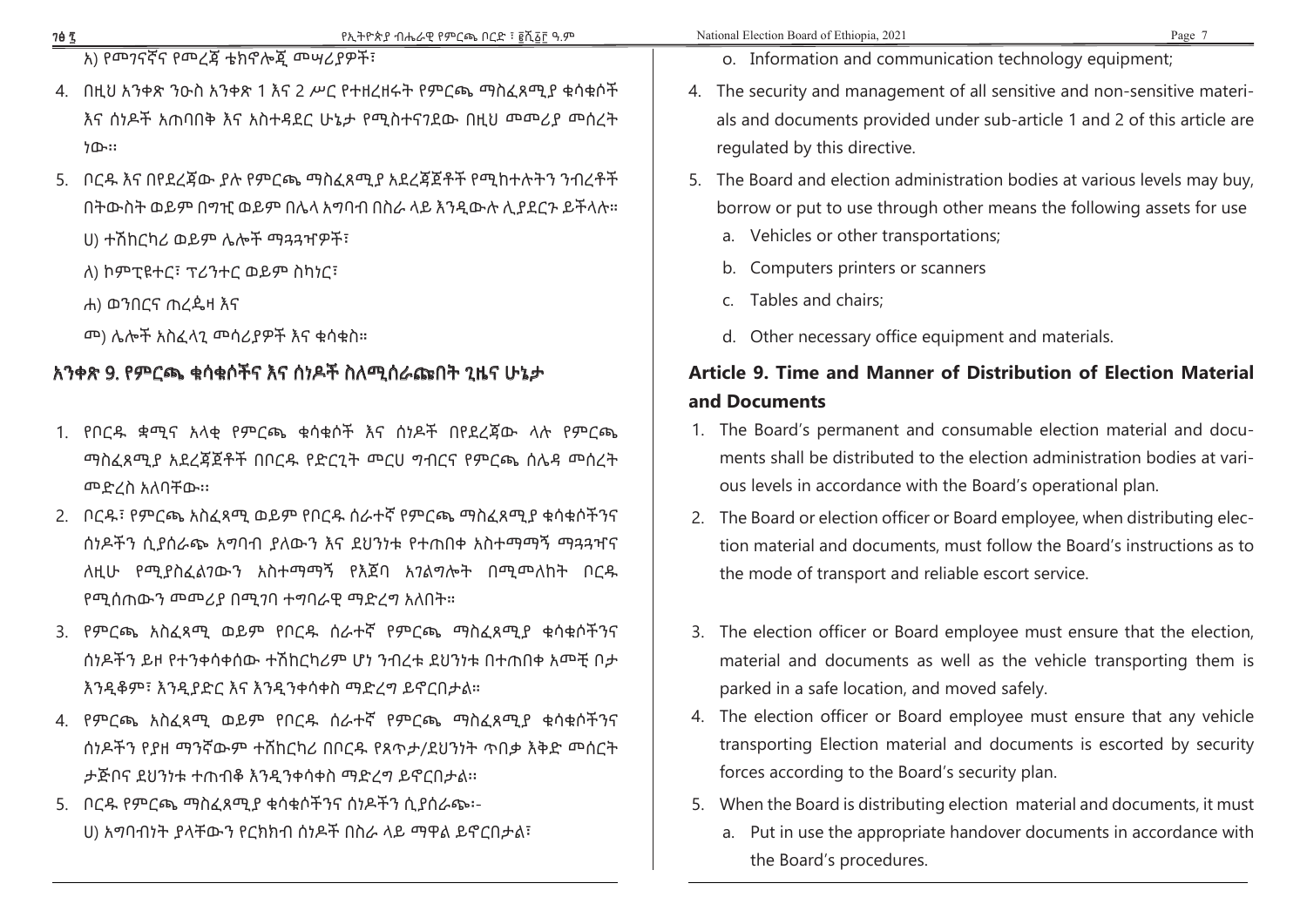ኦ) የመገናኛና የመረጃ ቴክኖሎጂ መሣሪያዎች፣

4. በዚህ አንቀጽ ንዑስ አንቀጽ 1 እና 2 ሥር የተዘረዘሩት የምርጫ ማስፈጸሚያ ቁሳቁሶች እና ሰነዶች አጠባበቅ እና አስተዳደር ሁኔታ የሚስተናገደው በዚህ መመሪያ መሰረት ነው፡፡
5. ቦርዱ እና በየደረጃው ያሉ የምርጫ ማስፈጸሚያ አደረጃጀቶች የሚከተሉትን ንብረቶች በትውስት ወይም በግዢ ወይም በሌላ አግባብ በስራ ላይ እንዲውሉ ሊያደርጉ ይችላሉ።

ሀ) ተሽከርካሪ ወይም ሌሎች ማጓጓዣዎች፣

ለ) ኮምፒዩተር፣ ፕሪንተር ወይም ስካነር፣

ሐ) ወንበርና ጠረጴዛ እና

መ) ሌሎች አስፈላጊ መሳሪያዎች እና ቁሳቁስ።

## አንቀጽ 9. የምርጫ ቁሳቁሶችና እና ሰነዶች ስለሚሰራጩበት ጊዜና ሁኔታ

1. የቦርዱ ቋሚና አላቂ የምርጫ ቁሳቁሶች እና ሰነዶች በየደረጃው ላሉ የምርጫ ማስፈጸሚያ አደረጃጀቶች በቦርዱ የድርጊት መርሀ ግብርና የምርጫ ሰሌዳ መሰረት መድረስ አለባቸው፡፡
2. ቦርዱ፣ የምርጫ አስፈጻሚ ወይም የቦርዱ ሰራተኛ የምርጫ ማስፈጸሚያ ቁሳቁሶችንና ሰነዶችን ሲያሰራጭ አግባብ ያለውን እና ደህንነቱ የተጠበቀ አስተማማኝ ማጓጓዣና ለዚሁ የሚያስፈልገውን አስተማማኝ የእጀባ አገልግሎት በሚመለከት ቦርዱ የሚሰጠውን መመሪያ በሚገባ ተግባራዊ ማድረግ አለበት።
3. የምርጫ አስፈጻሚ ወይም የቦርዱ ሰራተኛ የምርጫ ማስፈጸሚያ ቁሳቁሶችንና ሰነዶችን ይዞ የተንቀሳቀሰው ተሽከርካሪም ሆነ ንብረቱ ደህንነቱ በተጠበቀ አመቺ ቦታ እንዲቆም፣ እንዲያድር እና እንዲንቀሳቀስ ማድረግ ይኖርበታል።
4. የምርጫ አስፈጻሚ ወይም የቦርዱ ሰራተኛ የምርጫ ማስፈጸሚያ ቁሳቁሶችንና ሰነዶችን የያዘ ማንኛውም ተሽከርካሪ በቦርዱ የጸጥታ/ደህንነት ጥበቃ እቅድ መሰርት ታጅቦና ደህንነቱ ተጠብቆ እንዲንቀሳቀስ ማድረግ ይኖርበታል።
5. ቦርዱ የምርጫ ማስፈጸሚያ ቁሳቁሶችንና ሰነዶችን ሲያሰራጭ፡-

ሀ) አግባብነት ያላቸውን የርክክብ ሰነዶች በስራ ላይ ማዋል ይኖርበታል፣

o. Information and communication technology equipment;

4. The security and management of all sensitive and non-sensitive materials and documents provided under sub-article 1 and 2 of this article are regulated by this directive.
5. The Board and election administration bodies at various levels may buy, borrow or put to use through other means the following assets for use
   a. Vehicles or other transportations;
   b. Computers printers or scanners
   c. Tables and chairs;
   d. Other necessary office equipment and materials.

## Article 9. Time and Manner of Distribution of Election Material and Documents

1. The Board's permanent and consumable election material and documents shall be distributed to the election administration bodies at various levels in accordance with the Board's operational plan.
2. The Board or election officer or Board employee, when distributing election material and documents, must follow the Board's instructions as to the mode of transport and reliable escort service.
3. The election officer or Board employee must ensure that the election, material and documents as well as the vehicle transporting them is parked in a safe location, and moved safely.
4. The election officer or Board employee must ensure that any vehicle transporting Election material and documents is escorted by security forces according to the Board's security plan.
5. When the Board is distributing election material and documents, it must
   a. Put in use the appropriate handover documents in accordance with the Board's procedures.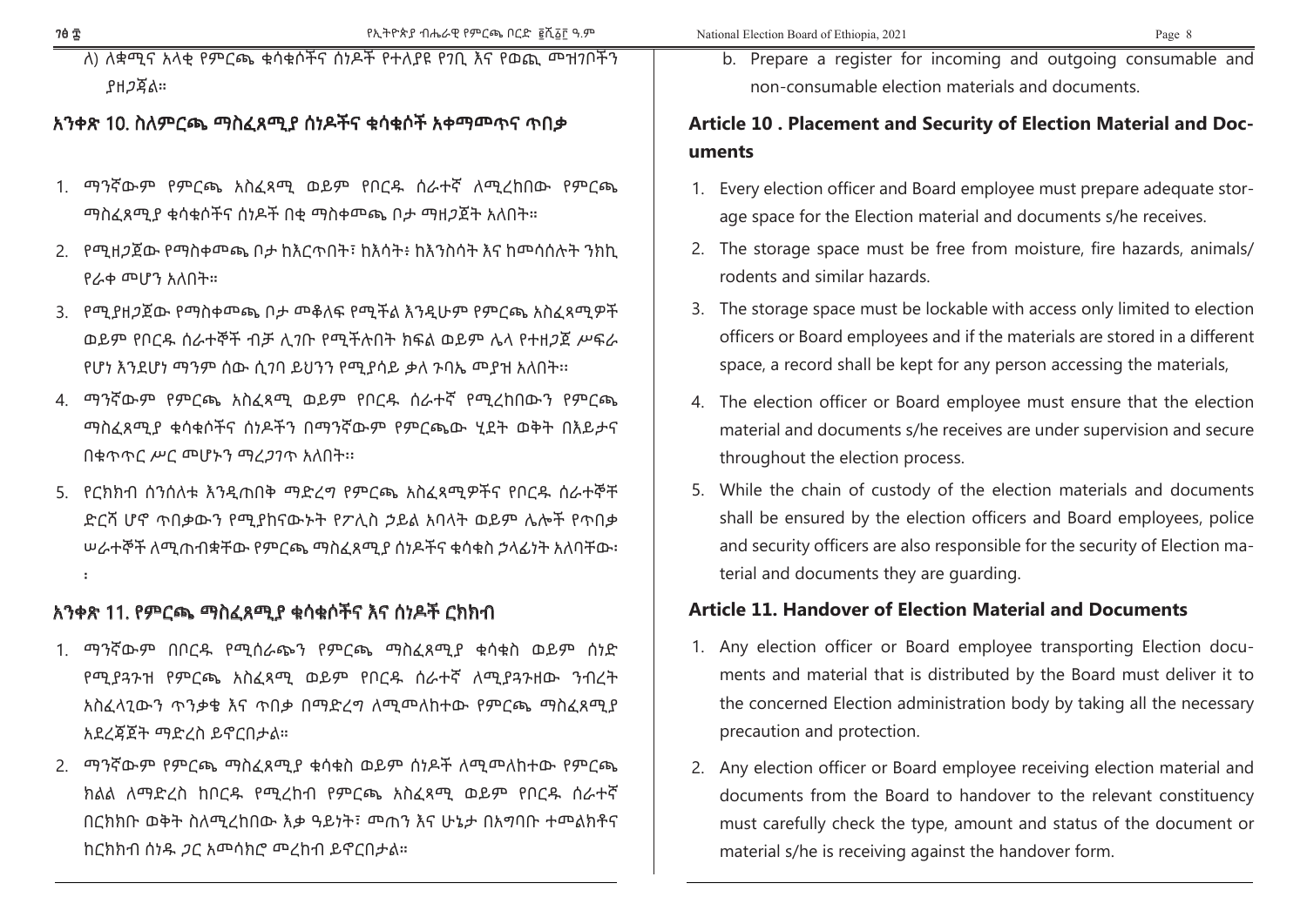ለ) ለቋሚና አላቂ የምርጫ ቁሳቁሶችና ሰነዶች የተለያዩ የገቢ እና የወጪ መዝገቦችን ያዘጋጃል።

## አንቀጽ 10. ስለምርጫ ማስፈጸሚያ ሰነዶችና ቁሳቁሶች አቀማመጥና ጥበቃ

1. ማንኛውም የምርጫ አስፈጻሚ ወይም የቦርዱ ሰራተኛ ለሚረከበው የምርጫ ማስፈጸሚያ ቁሳቁሶችና ሰነዶች በቂ ማስቀመጫ ቦታ ማዘጋጀት አለበት።
2. የሚዘጋጀው የማስቀመጫ ቦታ ከእርጥበት፣ ከእሳት፣ ከእንስሳት እና ከመሳሰሉት ንክኪ የራቀ መሆን አለበት።
3. የሚያዘጋጀው የማስቀመጫ ቦታ መቆለፍ የሚችል እንዲሁም የምርጫ አስፈጻሚዎች ወይም የቦርዱ ሰራተኞች ብቻ ሊገቡ የሚችሉበት ክፍል ወይም ሌላ የተዘጋጀ ሥፍራ የሆነ እንደሆነ ማንም ሰው ሲገባ ይህንን የሚያሳይ ቃለ ጉባኤ መያዝ አለበት።
4. ማንኛውም የምርጫ አስፈጻሚ ወይም የቦርዱ ሰራተኛ የሚረከበውን የምርጫ ማስፈጸሚያ ቁሳቁሶችና ሰነዶችን በማንኛውም የምርጫው ሂደት ወቅት በእይታና በቁጥጥር ሥር መሆኑን ማረጋገጥ አለበት።
5. የርክክብ ሰንሰለቱ እንዲጠበቅ ማድረግ የምርጫ አስፈጻሚዎችና የቦርዱ ሰራተኞች ድርሻ ሆኖ ጥበቃውን የሚያከናውኑት የፖሊስ ኃይል አባላት ወይም ሌሎች የጥበቃ ሠራተኞች ለሚጠብቋቸው የምርጫ ማስፈጸሚያ ሰነዶችና ቁሳቁስ ኃላፊነት አለባቸው፡፡

## አንቀጽ 11. የምርጫ ማስፈጸሚያ ቁሳቁሶችና እና ሰነዶች ርክክብ

1. ማንኛውም በቦርዱ የሚሰራጨን የምርጫ ማስፈጸሚያ ቁሳቁስ ወይም ሰነድ የሚያጓጉዝ የምርጫ አስፈጻሚ ወይም የቦርዱ ሰራተኛ ለሚያጓጉዘው ንብረት አስፈላጊውን ጥንቃቄ እና ጥበቃ በማድረግ ለሚመለከተው የምርጫ ማስፈጸሚያ አደረጃጀት ማድረስ ይኖርበታል።
2. ማንኛውም የምርጫ ማስፈጸሚያ ቁሳቁስ ወይም ሰነዶች ለሚመለከተው የምርጫ ክልል ለማድረስ ከቦርዱ የሚረከብ የምርጫ አስፈጻሚ ወይም የቦርዱ ሰራተኛ በርክክቡ ወቅት ስለሚረከበው እቃ ዓይነት፣ መጠን እና ሁኔታ በአግባቡ ተመልክቶና ከርክክብ ሰነዱ ጋር አመሳክሮ መረከብ ይኖርበታል።

b. Prepare a register for incoming and outgoing consumable and non-consumable election materials and documents.

## Article 10 . Placement and Security of Election Material and Documents

1. Every election officer and Board employee must prepare adequate storage space for the Election material and documents s/he receives.
2. The storage space must be free from moisture, fire hazards, animals/rodents and similar hazards.
3. The storage space must be lockable with access only limited to election officers or Board employees and if the materials are stored in a different space, a record shall be kept for any person accessing the materials,
4. The election officer or Board employee must ensure that the election material and documents s/he receives are under supervision and secure throughout the election process.
5. While the chain of custody of the election materials and documents shall be ensured by the election officers and Board employees, police and security officers are also responsible for the security of Election material and documents they are guarding.

## Article 11. Handover of Election Material and Documents

1. Any election officer or Board employee transporting Election documents and material that is distributed by the Board must deliver it to the concerned Election administration body by taking all the necessary precaution and protection.
2. Any election officer or Board employee receiving election material and documents from the Board to handover to the relevant constituency must carefully check the type, amount and status of the document or material s/he is receiving against the handover form.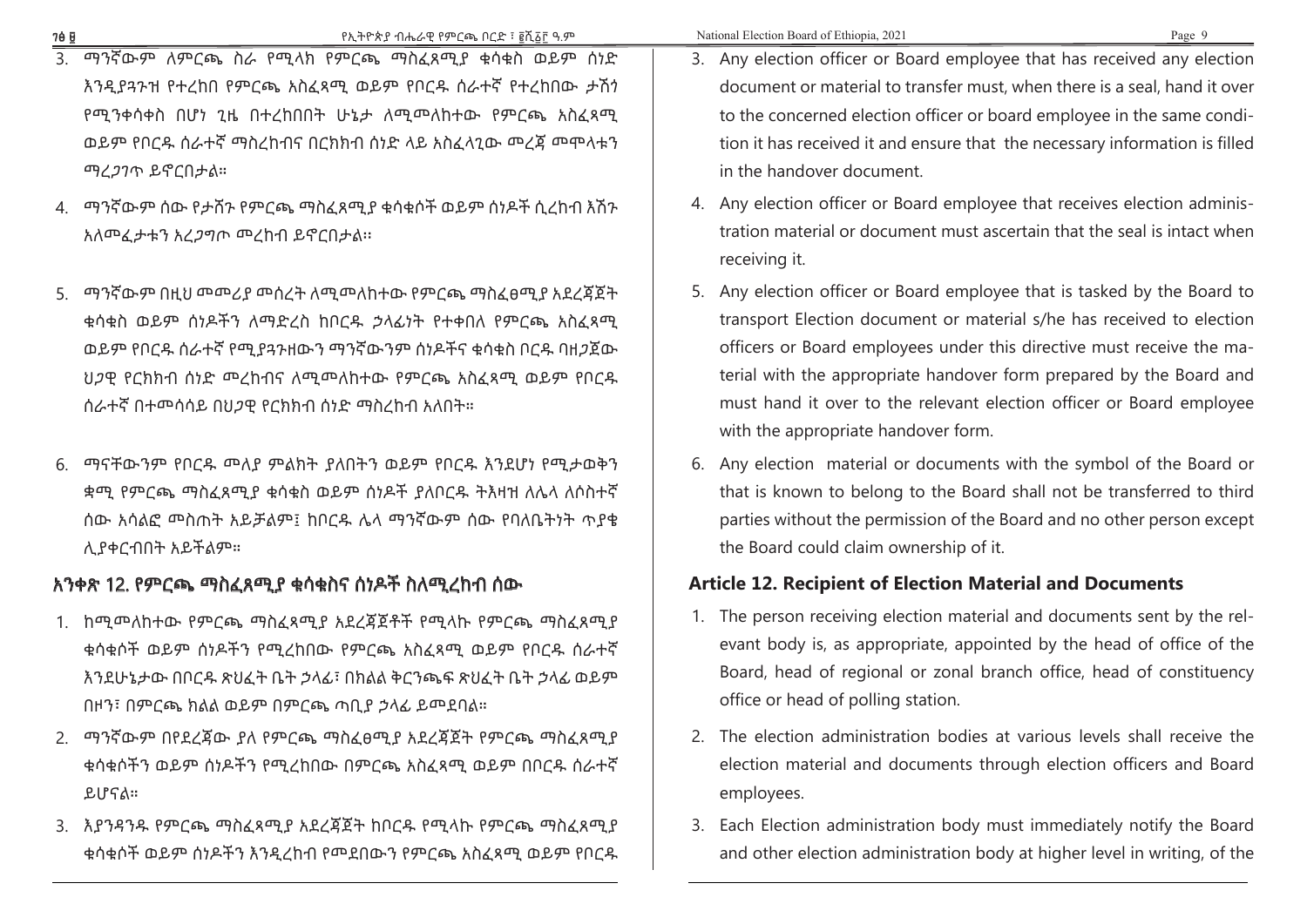3. ማንኛውም ለምርጫ ስራ የሚላክ የምርጫ ማስፈጸሚያ ቁሳቁስ ወይም ሰነድ እንዲያጓጉዝ የተረከበ የምርጫ አስፈጻሚ ወይም የቦርዱ ሰራተኛ የተረከበው ታሽጎ የሚንቀሳቀስ በሆነ ጊዜ በተረከበበት ሁኔታ ለሚመለከተው የምርጫ አስፈጻሚ ወይም የቦርዱ ሰራተኛ ማስረከብና በርክክብ ሰነድ ላይ አስፈላጊው መረጃ መሞላቱን ማረጋገጥ ይኖርበታል።

4. ማንኛውም ሰው የታሸጉ የምርጫ ማስፈጸሚያ ቁሳቁሶች ወይም ሰነዶች ሲረከብ እሽጉ አለመፈታቱን አረጋግጦ መረከብ ይኖርበታል።

5. ማንኛውም በዚህ መመሪያ መሰረት ለሚመለከተው የምርጫ ማስፈፀሚያ አደረጃጀት ቁሳቁስ ወይም ሰነዶችን ለማድረስ ከቦርዱ ኃላፊነት የተቀበለ የምርጫ አስፈጻሚ ወይም የቦርዱ ሰራተኛ የሚያጓጉዘውን ማንኛውንም ሰነዶችና ቁሳቁስ ቦርዱ ባዘጋጀው ህጋዊ የርክክብ ሰነድ መረከብና ለሚመለከተው የምርጫ አስፈጻሚ ወይም የቦርዱ ሰራተኛ በተመሳሳይ በህጋዊ የርክክብ ሰነድ ማስረከብ አለበት።

6. ማናቸውንም የቦርዱ መለያ ምልክት ያለበትን ወይም የቦርዱ እንደሆነ የሚታወቅን ቋሚ የምርጫ ማስፈጸሚያ ቁሳቁስ ወይም ሰነዶች ያለቦርዱ ትእዛዝ ለሌላ ለሶስተኛ ሰው አሳልፎ መስጠት አይቻልም፤ ከቦርዱ ሌላ ማንኛውም ሰው የባለቤትነት ጥያቄ ሊያቀርብበት አይችልም።

## አንቀጽ 12. የምርጫ ማስፈጸሚያ ቁሳቁስና ሰነዶች ስለሚረከብ ሰው

1. ከሚመለከተው የምርጫ ማስፈጸሚያ አደረጃጀቶች የሚላኩ የምርጫ ማስፈጸሚያ ቁሳቁሶች ወይም ሰነዶችን የሚረከበው የምርጫ አስፈጻሚ ወይም የቦርዱ ሰራተኛ እንደሁኔታው በቦርዱ ጽህፈት ቤት ኃላፊ፣ በክልል ቅርንጫፍ ጽህፈት ቤት ኃላፊ ወይም በዞን፣ በምርጫ ክልል ወይም በምርጫ ጣቢያ ኃላፊ ይመደባል።

2. ማንኛውም በየደረጃው ያለ የምርጫ ማስፈፀሚያ አደረጃጀት የምርጫ ማስፈጸሚያ ቁሳቁሶችን ወይም ሰነዶችን የሚረከበው በምርጫ አስፈጻሚ ወይም በቦርዱ ሰራተኛ ይሆናል።

3. እያንዳንዱ የምርጫ ማስፈጸሚያ አደረጃጀት ከቦርዱ የሚላኩ የምርጫ ማስፈጸሚያ ቁሳቁሶች ወይም ሰነዶችን እንዲረከብ የመደበውን የምርጫ አስፈጻሚ ወይም የቦርዱ

3. Any election officer or Board employee that has received any election document or material to transfer must, when there is a seal, hand it over to the concerned election officer or board employee in the same condition it has received it and ensure that the necessary information is filled in the handover document.

4. Any election officer or Board employee that receives election administration material or document must ascertain that the seal is intact when receiving it.

5. Any election officer or Board employee that is tasked by the Board to transport Election document or material s/he has received to election officers or Board employees under this directive must receive the material with the appropriate handover form prepared by the Board and must hand it over to the relevant election officer or Board employee with the appropriate handover form.

6. Any election material or documents with the symbol of the Board or that is known to belong to the Board shall not be transferred to third parties without the permission of the Board and no other person except the Board could claim ownership of it.

## Article 12. Recipient of Election Material and Documents

1. The person receiving election material and documents sent by the relevant body is, as appropriate, appointed by the head of office of the Board, head of regional or zonal branch office, head of constituency office or head of polling station.

2. The election administration bodies at various levels shall receive the election material and documents through election officers and Board employees.

3. Each Election administration body must immediately notify the Board and other election administration body at higher level in writing, of the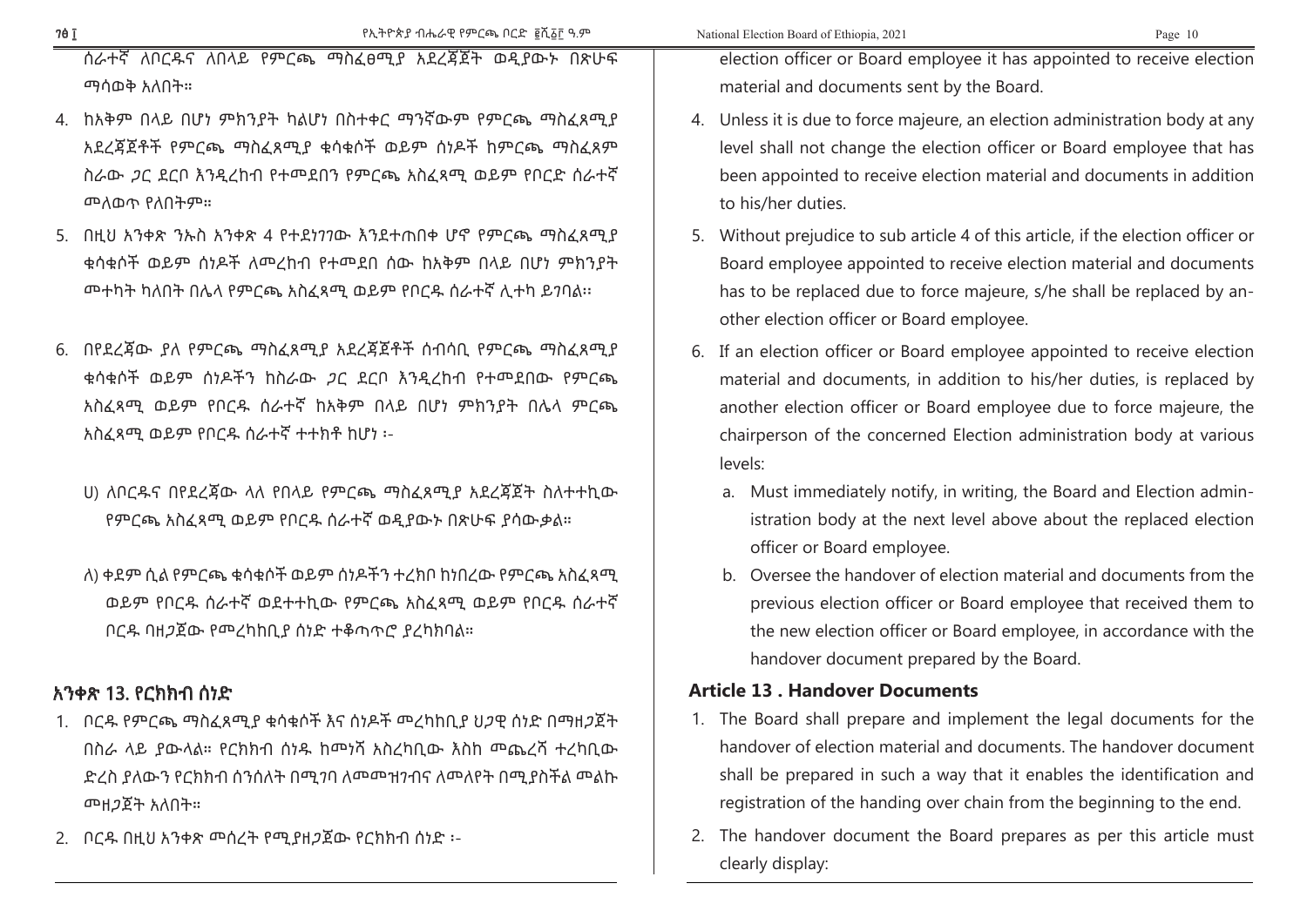ሰራተኛ ለቦርዱና ለበላይ የምርጫ ማስፈፀሚያ አደረጃጀት ወዲያውኑ በጽሁፍ ማሳወቅ አለበት።

4. ከአቅም በላይ በሆነ ምክንያት ካልሆነ በስተቀር ማንኛውም የምርጫ ማስፈጸሚያ አደረጃጀቶች የምርጫ ማስፈጸሚያ ቁሳቁሶች ወይም ሰነዶች ከምርጫ ማስፈጸም ስራው ጋር ደርቦ እንዲረከብ የተመደበን የምርጫ አስፈጻሚ ወይም የቦርድ ሰራተኛ መለወጥ የለበትም።

5. በዚህ አንቀጽ ንኡስ አንቀጽ 4 የተደነገገው እንደተጠበቀ ሆኖ የምርጫ ማስፈጸሚያ ቁሳቁሶች ወይም ሰነዶች ለመረከብ የተመደበ ሰው ከአቅም በላይ በሆነ ምክንያት መተካት ካለበት በሌላ የምርጫ አስፈጻሚ ወይም የቦርዱ ሰራተኛ ሊተካ ይገባል፡፡

6. በየደረጃው ያለ የምርጫ ማስፈጸሚያ አደረጃጀቶች ሰብሳቢ የምርጫ ማስፈጸሚያ ቁሳቁሶች ወይም ሰነዶችን ከስራው ጋር ደርቦ እንዲረከብ የተመደበው የምርጫ አስፈጻሚ ወይም የቦርዱ ሰራተኛ ከአቅም በላይ በሆነ ምክንያት በሌላ ምርጫ አስፈጻሚ ወይም የቦርዱ ሰራተኛ ተተክቶ ከሆነ ፡-

   ሀ) ለቦርዱና በየደረጃው ላለ የበላይ የምርጫ ማስፈጸሚያ አደረጃጀት ስለተተኪው የምርጫ አስፈጻሚ ወይም የቦርዱ ሰራተኛ ወዲያውኑ በጽሁፍ ያሳውቃል።

   ለ) ቀደም ሲል የምርጫ ቁሳቁሶች ወይም ሰነዶችን ተረክቦ ከነበረው የምርጫ አስፈጻሚ ወይም የቦርዱ ሰራተኛ ወደተተኪው የምርጫ አስፈጻሚ ወይም የቦርዱ ሰራተኛ ቦርዱ ባዘጋጀው የመረካከቢያ ሰነድ ተቆጣጥሮ ያረካክባል።

## አንቀጽ 13. የርክክብ ሰነድ

1. ቦርዱ የምርጫ ማስፈጸሚያ ቁሳቁሶች እና ሰነዶች መረካከቢያ ህጋዊ ሰነድ በማዘጋጀት በስራ ላይ ያውላል። የርክክብ ሰነዱ ከመነሻ አስረካቢው እስከ መጨረሻ ተረካቢው ድረስ ያለውን የርክክብ ሰንሰለት በሚገባ ለመመዝገብና ለመለየት በሚያስችል መልኩ መዘጋጀት አለበት።

2. ቦርዱ በዚህ አንቀጽ መሰረት የሚያዘጋጀው የርክክብ ሰነድ ፡-

election officer or Board employee it has appointed to receive election material and documents sent by the Board.

4. Unless it is due to force majeure, an election administration body at any level shall not change the election officer or Board employee that has been appointed to receive election material and documents in addition to his/her duties.

5. Without prejudice to sub article 4 of this article, if the election officer or Board employee appointed to receive election material and documents has to be replaced due to force majeure, s/he shall be replaced by another election officer or Board employee.

6. If an election officer or Board employee appointed to receive election material and documents, in addition to his/her duties, is replaced by another election officer or Board employee due to force majeure, the chairperson of the concerned Election administration body at various levels:

   a. Must immediately notify, in writing, the Board and Election administration body at the next level above about the replaced election officer or Board employee.

   b. Oversee the handover of election material and documents from the previous election officer or Board employee that received them to the new election officer or Board employee, in accordance with the handover document prepared by the Board.

## Article 13 . Handover Documents

1. The Board shall prepare and implement the legal documents for the handover of election material and documents. The handover document shall be prepared in such a way that it enables the identification and registration of the handing over chain from the beginning to the end.

2. The handover document the Board prepares as per this article must clearly display: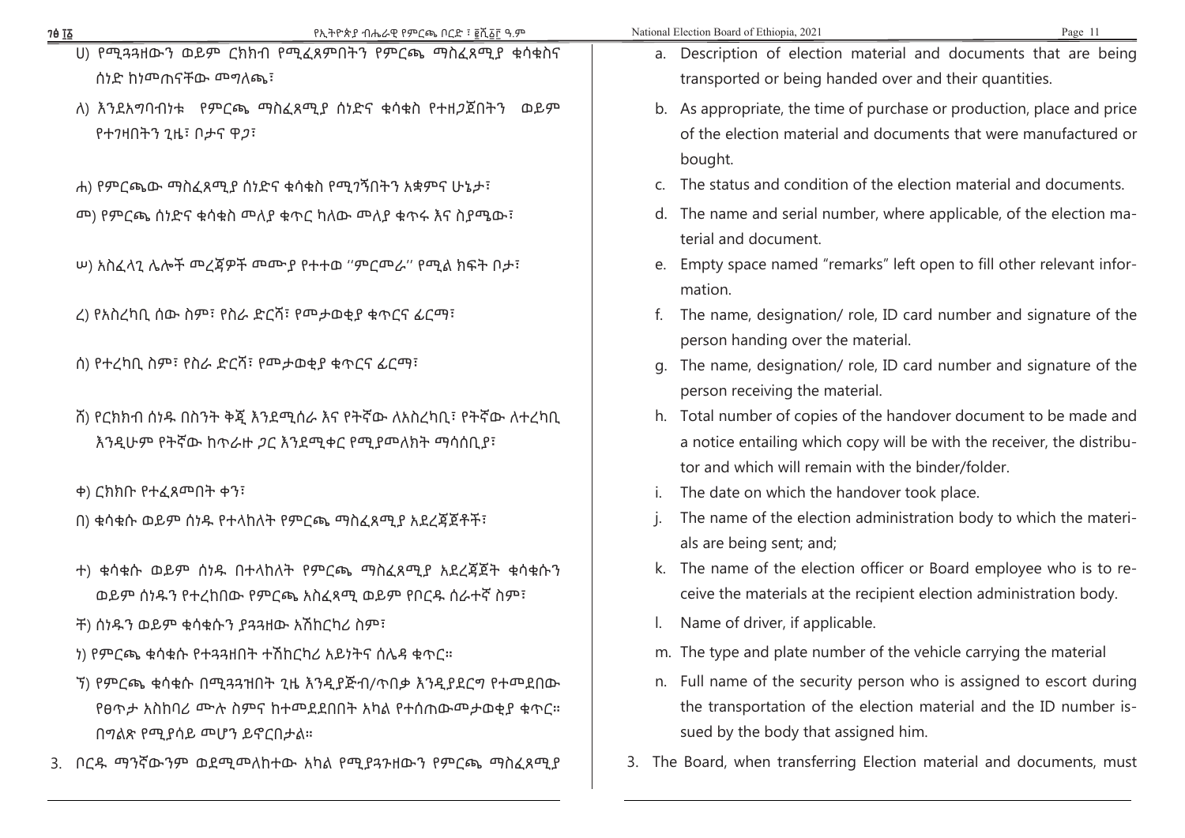ሀ) የሚጓጓዘውን ወይም ርክክብ የሚፈጸምበትን የምርጫ ማስፈጸሚያ ቁሳቁስና ሰነድ ከነመጠናቸው መግለጫ፣

ለ) እንደአግባብነቱ የምርጫ ማስፈጸሚያ ሰነድና ቁሳቁስ የተዘጋጀበትን ወይም የተገዛበትን ጊዜ፣ ቦታና ዋጋ፣

ሐ) የምርጫው ማስፈጸሚያ ሰነድና ቁሳቁስ የሚገኝበትን አቋምና ሁኔታ፣

መ) የምርጫ ሰነድና ቁሳቁስ መለያ ቁጥር ካለው መለያ ቁጥሩ እና ስያሜው፣

ሠ) አስፈላጊ ሌሎች መረጃዎች መሙያ የተተወ ''ምርመራ'' የሚል ክፍት ቦታ፣

ረ) የአስረካቢ ሰው ስም፣ የስራ ድርሻ፣ የመታወቂያ ቁጥርና ፊርማ፣

ሰ) የተረካቢ ስም፣ የስራ ድርሻ፣ የመታወቂያ ቁጥርና ፊርማ፣

ሸ) የርክክብ ሰነዱ በስንት ቅጂ እንደሚሰራ እና የትኛው ለአስረካቢ፣ የትኛው ለተረካቢ እንዲሁም የትኛው ከጥራዙ ጋር እንደሚቀር የሚያመለክት ማሳሰቢያ፣

ቀ) ርክክቡ የተፈጸመበት ቀን፣

በ) ቁሳቁሱ ወይም ሰነዱ የተላከለት የምርጫ ማስፈጸሚያ አደረጃጀቶች፣

ተ) ቁሳቁሱ ወይም ሰነዱ በተላከለት የምርጫ ማስፈጸሚያ አደረጃጀት ቁሳቁሱን ወይም ሰነዱን የተረከበው የምርጫ አስፈጻሚ ወይም የቦርዱ ሰራተኛ ስም፣

ቸ) ሰነዱን ወይም ቁሳቁሱን ያጓጓዘው አሽከርካሪ ስም፣

ኀ) የምርጫ ቁሳቁሱ የተጓጓዘበት ተሽከርካሪ አይነትና ሰሌዳ ቁጥር።

ኘ) የምርጫ ቁሳቁሱ በሚጓጓዝበት ጊዜ እንዲያጅብ/ጥበቃ እንዲያደርግ የተመደበው የፀጥታ አስከባሪ ሙሉ ስምና ከተመደበበት አካል የተሰጠውመታወቂያ ቁጥር። በግልጽ የሚያሳይ መሆን ይኖርበታል።

3. ቦርዱ ማንኛውንም ወደሚመለከተው አካል የሚያጓጉዘውን የምርጫ ማስፈጸሚያ

a. Description of election material and documents that are being transported or being handed over and their quantities.

b. As appropriate, the time of purchase or production, place and price of the election material and documents that were manufactured or bought.

c. The status and condition of the election material and documents.

d. The name and serial number, where applicable, of the election material and document.

e. Empty space named "remarks" left open to fill other relevant information.

f. The name, designation/ role, ID card number and signature of the person handing over the material.

g. The name, designation/ role, ID card number and signature of the person receiving the material.

h. Total number of copies of the handover document to be made and a notice entailing which copy will be with the receiver, the distributor and which will remain with the binder/folder.

i. The date on which the handover took place.

j. The name of the election administration body to which the materials are being sent; and;

k. The name of the election officer or Board employee who is to receive the materials at the recipient election administration body.

l. Name of driver, if applicable.

m. The type and plate number of the vehicle carrying the material

n. Full name of the security person who is assigned to escort during the transportation of the election material and the ID number issued by the body that assigned him.

3. The Board, when transferring Election material and documents, must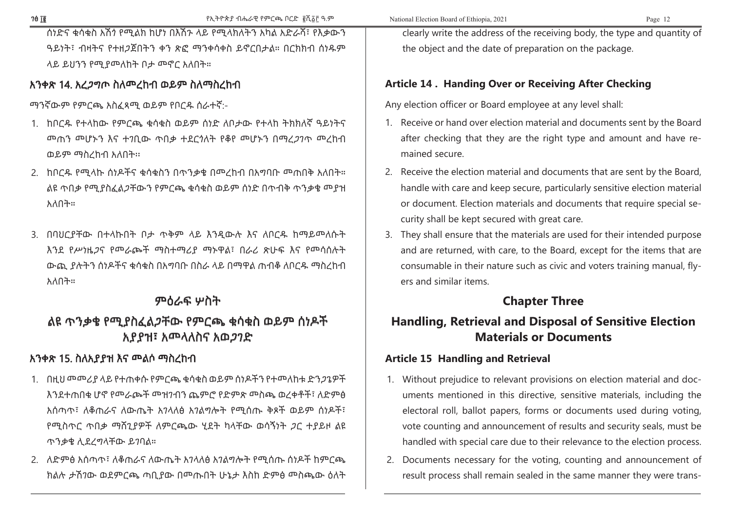ሰነድና ቁሳቁስ አሸጎ የሚልክ ከሆነ በእሽጉ ላይ የሚላክለትን አካል አድራሻ፣ የእቃውን ዓይነት፣ ብዛትና የተዘጋጀበትን ቀን ጽፎ ማንቀሳቀስ ይኖርበታል። በርክክብ ሰነዱም ላይ ይህንን የሚያመለክት ቦታ መኖር አለበት።

## አንቀጽ 14. አረጋግጦ ስለመረከብ ወይም ስለማስረከብ

ማንኛውም የምርጫ አስፈጻሚ ወይም የቦርዱ ሰራተኛ:-

1. ከቦርዱ የተላከው የምርጫ ቁሳቁስ ወይም ሰነድ ለቦታው የተላከ ትክክለኛ ዓይነትና መጠን መሆኑን እና ተገቢው ጥበቃ ተደርጎለት የቆየ መሆኑን በማረጋገጥ መረከብ ወይም ማስረከብ አለበት።
2. ከቦርዱ የሚላኩ ሰነዶችና ቁሳቁስን በጥንቃቄ በመረከብ በአግባቡ መጠበቅ አለበት። ልዩ ጥበቃ የሚያስፈልጋቸውን የምርጫ ቁሳቁስ ወይም ሰነድ በጥብቅ ጥንቃቄ መያዝ አለበት።
3. በባህርያቸው በተላኩበት ቦታ ጥቅም ላይ እንዲውሉ እና ለቦርዱ ከማይመለሱት እንደ የሥነዜጋና የመራጮች ማስተማሪያ ማኑዋል፣ በራሪ ጽሁፍ እና የመሳሰሉት ውጪ ያሉትን ሰነዶችና ቁሳቁስ በአግባቡ በስራ ላይ በማዋል ጠብቆ ለቦርዱ ማስረከብ አለበት።

# ምዕራፍ ሦስት

# ልዩ ጥንቃቄ የሚያስፈልጋቸው የምርጫ ቁሳቁስ ወይም ሰነዶች አያያዝ፣ አመላለስና አወጋገድ

## አንቀጽ 15. ስለአያያዝ እና መልሶ ማስረከብ

1. በዚህ መመሪያ ላይ የተጠቀሱ የምርጫ ቁሳቁስ ወይም ሰነዶችን የተመለከቱ ድንጋጌዎች እንደተጠበቁ ሆኖ የመራጮች መዝገብን ጨምሮ የድምጽ መስጫ ወረቀቶች፣ ለድምፅ አሰጣጥ፣ ለቆጠራና ለውጤት አገላለፅ አገልግሎት የሚሰጡ ቅጾች ወይም ሰነዶች፣ የሚስጥር ጥበቃ ማሸጊያዎች ለምርጫው ሂደት ካላቸው ወሳኝነት ጋር ተያይዞ ልዩ ጥንቃቄ ሊደረግላቸው ይገባል።
2. ለድምፅ አሰጣጥ፣ ለቆጠራና ለውጤት አገላለፅ አገልግሎት የሚሰጡ ሰነዶች ከምርጫ ክልሉ ታሽገው ወደምርጫ ጣቢያው በመጡበት ሁኔታ እስከ ድምፅ መስጫው ዕለት

clearly write the address of the receiving body, the type and quantity of the object and the date of preparation on the package.

## Article 14 . Handing Over or Receiving After Checking

Any election officer or Board employee at any level shall:

1. Receive or hand over election material and documents sent by the Board after checking that they are the right type and amount and have remained secure.
2. Receive the election material and documents that are sent by the Board, handle with care and keep secure, particularly sensitive election material or document. Election materials and documents that require special security shall be kept secured with great care.
3. They shall ensure that the materials are used for their intended purpose and are returned, with care, to the Board, except for the items that are consumable in their nature such as civic and voters training manual, flyers and similar items.

# Chapter Three

# Handling, Retrieval and Disposal of Sensitive Election Materials or Documents

## Article 15 Handling and Retrieval

1. Without prejudice to relevant provisions on election material and documents mentioned in this directive, sensitive materials, including the electoral roll, ballot papers, forms or documents used during voting, vote counting and announcement of results and security seals, must be handled with special care due to their relevance to the election process.
2. Documents necessary for the voting, counting and announcement of result process shall remain sealed in the same manner they were trans-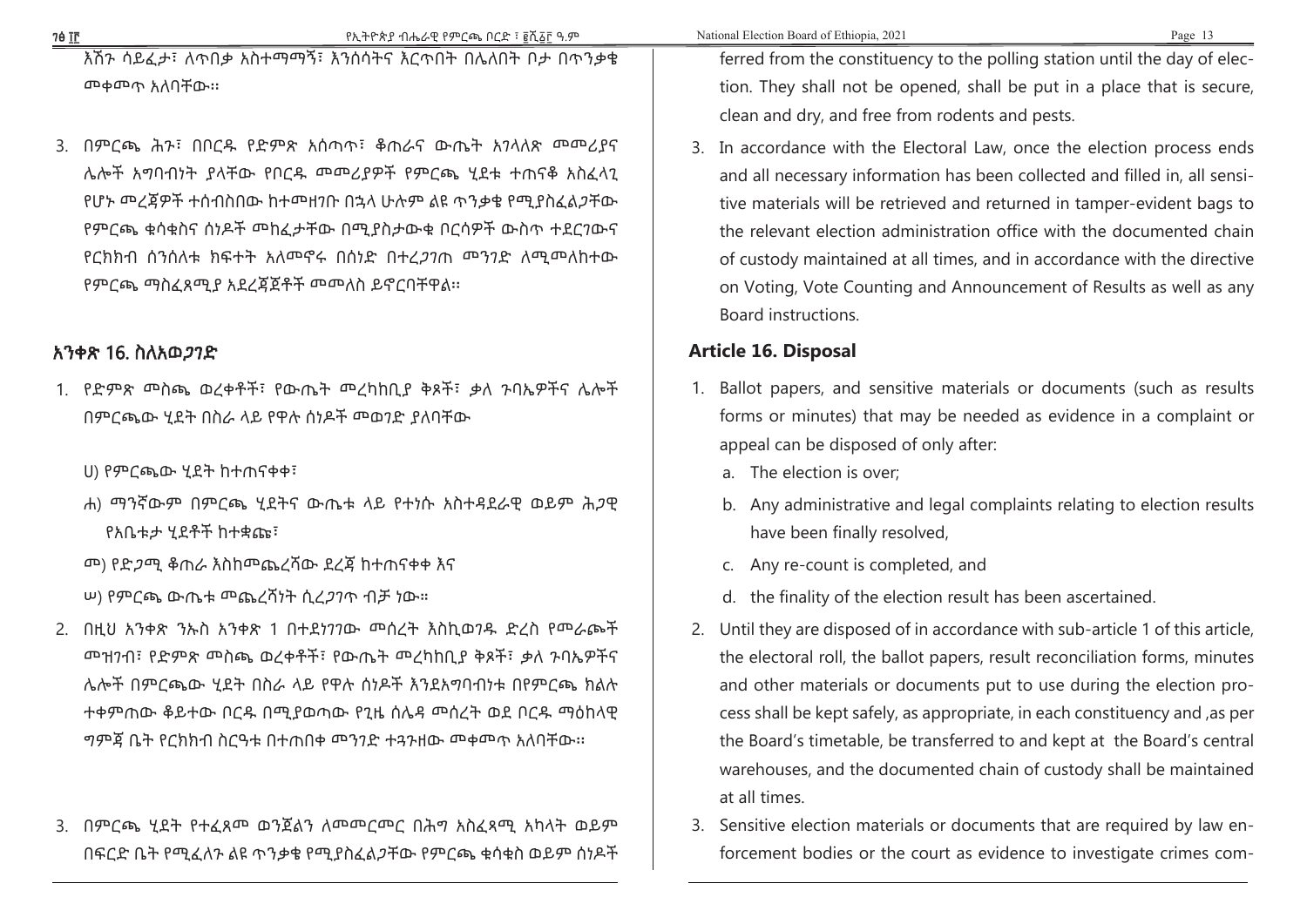እሽጉ ሳይፈታ፣ ለጥበቃ አስተማማኝ፣ እንስሳትና እርጥበት በሌለበት ቦታ በጥንቃቄ መቀመጥ አለባቸው።

3. በምርጫ ሕጉ፣ በቦርዱ የድምጽ አሰጣጥ፣ ቆጠራና ውጤት አገላለጽ መመሪያና ሌሎች አግባብነት ያላቸው የቦርዱ መመሪያዎች የምርጫ ሂደቱ ተጠናቆ አስፈላጊ የሆኑ መረጃዎች ተሰብስበው ከተመዘገቡ በኋላ ሁሉም ልዩ ጥንቃቄ የሚያስፈልጋቸው የምርጫ ቁሳቁስና ሰነዶች መከፈታቸው በሚያስታውቁ ቦርሳዎች ውስጥ ተደርገውና የርክክብ ሰንሰለቱ ክፍተት አለመኖሩ በሰነድ በተረጋገጠ መንገድ ለሚመለከተው የምርጫ ማስፈጸሚያ አደረጃጀቶች መመለስ ይኖርባቸዋል።

## አንቀጽ 16. ስለአወጋገድ

1. የድምጽ መስጫ ወረቀቶች፣ የውጤት መረካከቢያ ቅጾች፣ ቃለ ጉባኤዎችና ሌሎች በምርጫው ሂደት በስራ ላይ የዋሉ ሰነዶች መወገድ ያለባቸው
   ሀ) የምርጫው ሂደት ከተጠናቀቀ፣
   ሐ) ማንኛውም በምርጫ ሂደትና ውጤቱ ላይ የተነሱ አስተዳደራዊ ወይም ሕጋዊ የአቤቱታ ሂደቶች ከተቋጩ፣
   መ) የድጋሚ ቆጠራ እስከመጨረሻው ደረጃ ከተጠናቀቀ እና
   ሠ) የምርጫ ውጤቱ መጨረሻነት ሲረጋገጥ ብቻ ነው።
2. በዚህ አንቀጽ ንኡስ አንቀጽ 1 በተደነገገው መሰረት እስኪወገዱ ድረስ የመራጮች መዝገብ፣ የድምጽ መስጫ ወረቀቶች፣ የውጤት መረካከቢያ ቅጾች፣ ቃለ ጉባኤዎችና ሌሎች በምርጫው ሂደት በስራ ላይ የዋሉ ሰነዶች እንደአግባብነቱ በየምርጫ ክልሉ ተቀምጠው ቆይተው ቦርዱ በሚያወጣው የጊዜ ሰሌዳ መሰረት ወደ ቦርዱ ማዕከላዊ ግምጃ ቤት የርክክብ ስርዓቱ በተጠበቀ መንገድ ተጓጉዘው መቀመጥ አለባቸው።
3. በምርጫ ሂደት የተፈጸመ ወንጀልን ለመመርመር በሕግ አስፈጻሚ አካላት ወይም በፍርድ ቤት የሚፈለጉ ልዩ ጥንቃቄ የሚያስፈልጋቸው የምርጫ ቁሳቁስ ወይም ሰነዶች

ferred from the constituency to the polling station until the day of election. They shall not be opened, shall be put in a place that is secure, clean and dry, and free from rodents and pests.

3. In accordance with the Electoral Law, once the election process ends and all necessary information has been collected and filled in, all sensitive materials will be retrieved and returned in tamper-evident bags to the relevant election administration office with the documented chain of custody maintained at all times, and in accordance with the directive on Voting, Vote Counting and Announcement of Results as well as any Board instructions.

## Article 16. Disposal

1. Ballot papers, and sensitive materials or documents (such as results forms or minutes) that may be needed as evidence in a complaint or appeal can be disposed of only after:
   a. The election is over;
   b. Any administrative and legal complaints relating to election results have been finally resolved,
   c. Any re-count is completed, and
   d. the finality of the election result has been ascertained.
2. Until they are disposed of in accordance with sub-article 1 of this article, the electoral roll, the ballot papers, result reconciliation forms, minutes and other materials or documents put to use during the election process shall be kept safely, as appropriate, in each constituency and ,as per the Board's timetable, be transferred to and kept at the Board's central warehouses, and the documented chain of custody shall be maintained at all times.
3. Sensitive election materials or documents that are required by law enforcement bodies or the court as evidence to investigate crimes com-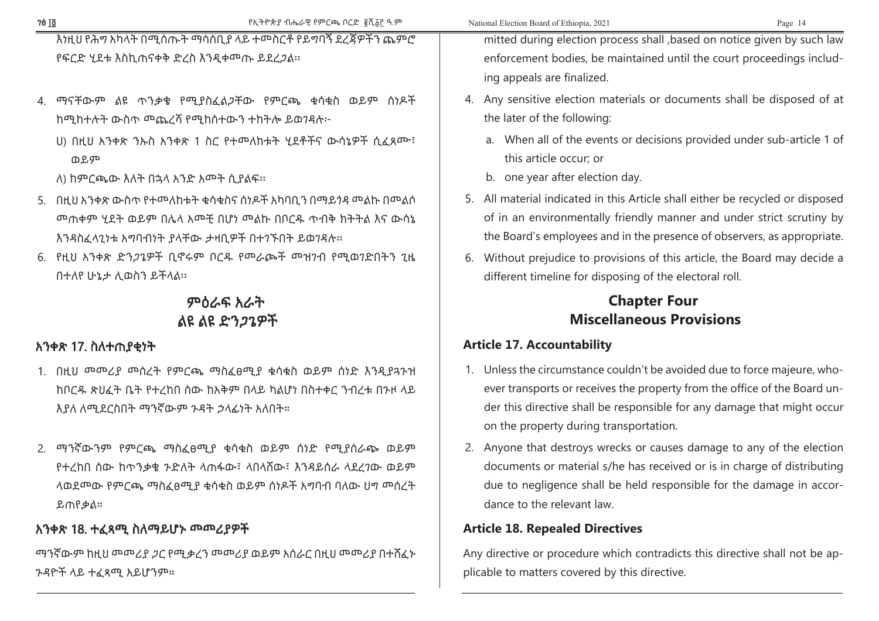እነዚህ የሕግ አካላት በሚሰጡት ማሳሰቢያ ላይ ተመስርቶ የይግባኝ ደረጃዎችን ጨምሮ የፍርድ ሂደቱ እስኪጠናቀቅ ድረስ እንዲቀመጡ ይደረጋል።

4. ማናቸውም ልዩ ጥንቃቄ የሚያስፈልጋቸው የምርጫ ቁሳቁስ ወይም ሰነዶች ከሚከተሉት ውስጥ መጨረሻ የሚከሰተውን ተከትሎ ይወገዳሉ፦
   ሀ) በዚህ አንቀጽ ንኡስ አንቀጽ 1 ስር የተመለከቱት ሂደቶችና ውሳኔዎች ሲፈጸሙ፣ ወይም
   ለ) ከምርጫው እለት በኋላ አንድ አመት ሲያልፍ።
5. በዚህ አንቀጽ ውስጥ የተመለከቱት ቁሳቁስና ሰነዶች አካባቢን በማይጎዳ መልኩ በመልሶ መጠቀም ሂደት ወይም በሌላ አመቺ በሆነ መልኩ በቦርዱ ጥብቅ ክትትል እና ውሳኔ እንዳስፈላጊነቱ አግባብነት ያላቸው ታዛቢዎች በተገኙበት ይወገዳሉ።
6. የዚህ አንቀጽ ድንጋጌዎች ቢኖሩም ቦርዱ የመራጮች መዝገብ የሚወገድበትን ጊዜ በተለየ ሁኔታ ሊወስን ይችላል።

## ምዕራፍ አራት
## ልዩ ልዩ ድንጋጌዎች

### አንቀጽ 17. ስለተጠያቂነት

1. በዚህ መመሪያ መሰረት የምርጫ ማስፈፀሚያ ቁሳቁስ ወይም ሰነድ እንዲያጓጉዝ ከቦርዱ ጽህፈት ቤት የተረከበ ሰው ከአቅም በላይ ካልሆነ በስተቀር ንብረቱ በጉዞ ላይ እያለ ለሚደርስበት ማንኛውም ጉዳት ኃላፊነት አለበት።

2. ማንኛውንም የምርጫ ማስፈፀሚያ ቁሳቁስ ወይም ሰነድ የሚያሰራጭ ወይም የተረከበ ሰው ከጥንቃቄ ጉድለት ላጠፋው፣ ላበላሸው፣ እንዳይሰራ ላደረገው ወይም ላወደመው የምርጫ ማስፈፀሚያ ቁሳቁስ ወይም ሰነዶች አግባብ ባለው ህግ መሰረት ይጠየቃል።

### አንቀጽ 18. ተፈጻሚ ስለማይሆኑ መመሪያዎች

ማንኛውም ከዚህ መመሪያ ጋር የሚቃረን መመሪያ ወይም አሰራር በዚህ መመሪያ በተሸፈኑ ጉዳዮች ላይ ተፈጻሚ አይሆንም።

mitted during election process shall ,based on notice given by such law enforcement bodies, be maintained until the court proceedings including appeals are finalized.

4. Any sensitive election materials or documents shall be disposed of at the later of the following:
   a. When all of the events or decisions provided under sub-article 1 of this article occur; or
   b. one year after election day.
5. All material indicated in this Article shall either be recycled or disposed of in an environmentally friendly manner and under strict scrutiny by the Board's employees and in the presence of observers, as appropriate.
6. Without prejudice to provisions of this article, the Board may decide a different timeline for disposing of the electoral roll.

## Chapter Four
## Miscellaneous Provisions

### Article 17. Accountability

1. Unless the circumstance couldn't be avoided due to force majeure, whoever transports or receives the property from the office of the Board under this directive shall be responsible for any damage that might occur on the property during transportation.
2. Anyone that destroys wrecks or causes damage to any of the election documents or material s/he has received or is in charge of distributing due to negligence shall be held responsible for the damage in accordance to the relevant law.

### Article 18. Repealed Directives

Any directive or procedure which contradicts this directive shall not be applicable to matters covered by this directive.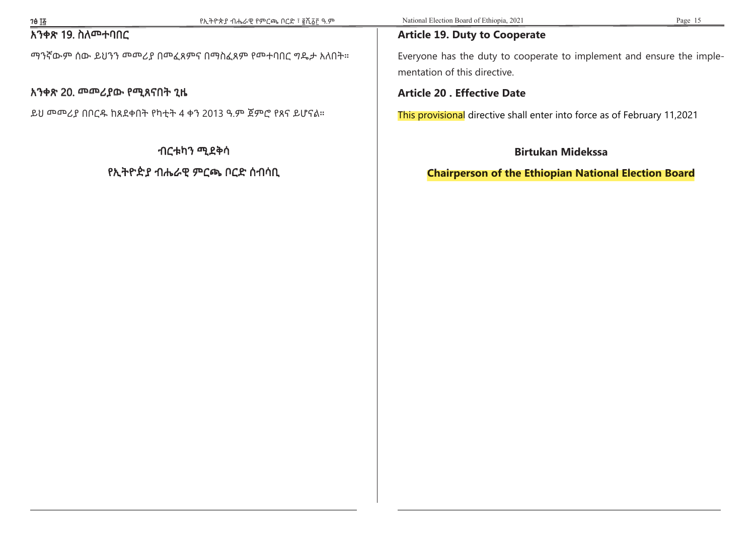## አንቀጽ 19. ስለመተባበር

ማንኛውም ሰው ይህንን መመሪያ በመፈጸምና በማስፈጸም የመተባበር ግዴታ አለበት።

## አንቀጽ 20. መመሪያው የሚጸናበት ጊዜ

ይህ መመሪያ በቦርዱ ከጸደቀበት የካቲት 4 ቀን 2013 ዓ.ም ጀምሮ የጸና ይሆናል።

**ብርቱካን ሚደቅሳ**

**የኢትዮጵያ ብሔራዊ ምርጫ ቦርድ ሰብሳቢ**

## Article 19. Duty to Cooperate

Everyone has the duty to cooperate to implement and ensure the implementation of this directive.

## Article 20 . Effective Date

This provisional directive shall enter into force as of February 11,2021

**Birtukan Midekssa**

**Chairperson of the Ethiopian National Election Board**